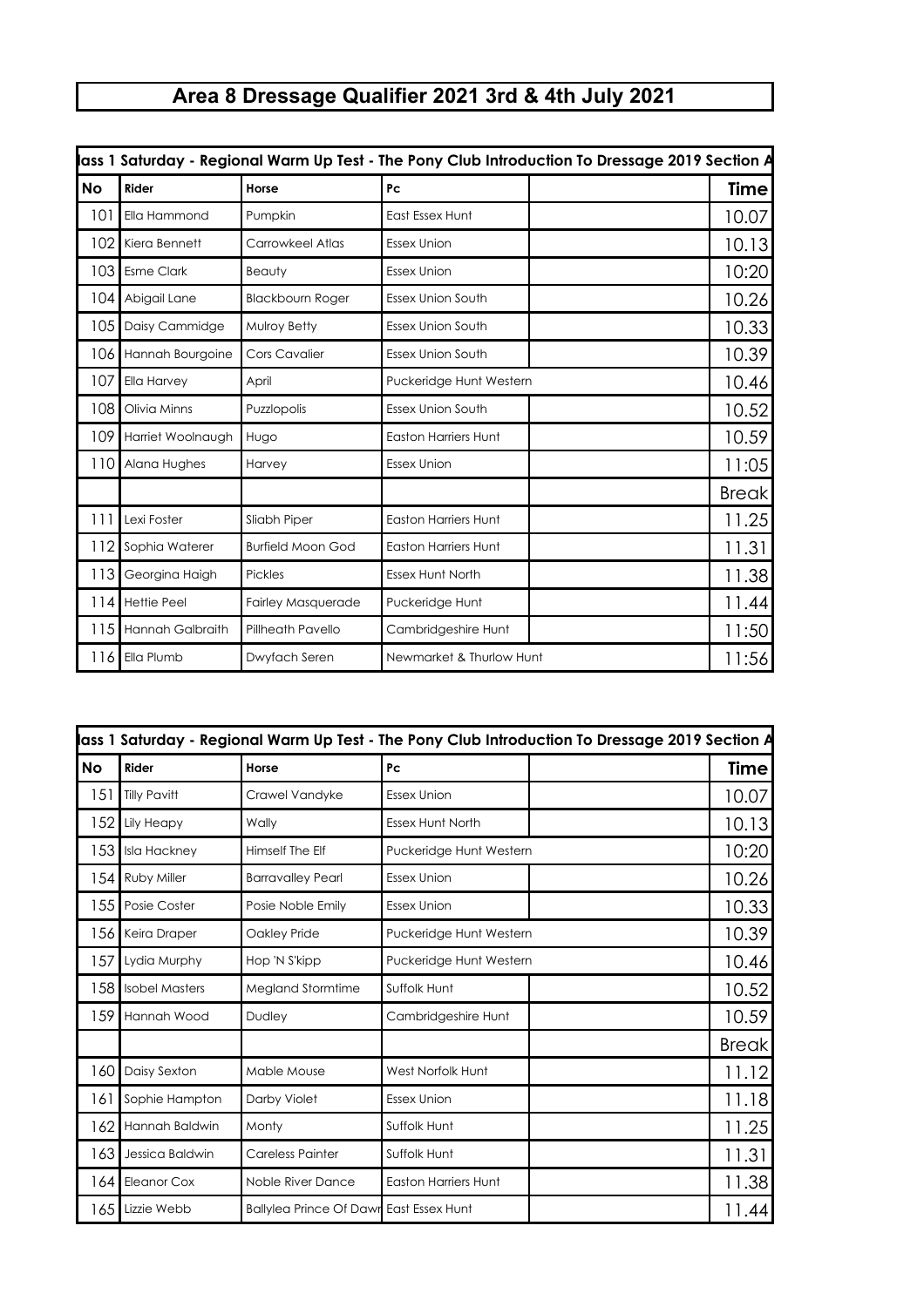# Area 8 Dressage Qualifier 2021 3rd & 4th July 2021

| lass 1 Saturday - Regional Warm Up Test - The Pony Club Introduction To Dressage 2019 Section A | | | | | |
|---|---|---|---|---|---|
| **No** | **Rider** | **Horse** | **Pc** | | **Time** |
| 101 | Ella Hammond | Pumpkin | East Essex Hunt | | 10.07 |
| 102 | Kiera Bennett | Carrowkeel Atlas | Essex Union | | 10.13 |
| 103 | Esme Clark | Beauty | Essex Union | | 10:20 |
| 104 | Abigail Lane | Blackbourn Roger | Essex Union South | | 10.26 |
| 105 | Daisy Cammidge | Mulroy Betty | Essex Union South | | 10.33 |
| 106 | Hannah Bourgoine | Cors Cavalier | Essex Union South | | 10.39 |
| 107 | Ella Harvey | April | Puckeridge Hunt Western | | 10.46 |
| 108 | Olivia Minns | Puzzlopolis | Essex Union South | | 10.52 |
| 109 | Harriet Woolnaugh | Hugo | Easton Harriers Hunt | | 10.59 |
| 110 | Alana Hughes | Harvey | Essex Union | | 11:05 |
| | | | | | Break |
| 111 | Lexi Foster | Sliabh Piper | Easton Harriers Hunt | | 11.25 |
| 112 | Sophia Waterer | Burfield Moon God | Easton Harriers Hunt | | 11.31 |
| 113 | Georgina Haigh | Pickles | Essex Hunt North | | 11.38 |
| 114 | Hettie Peel | Fairley Masquerade | Puckeridge Hunt | | 11.44 |
| 115 | Hannah Galbraith | Pillheath Pavello | Cambridgeshire Hunt | | 11:50 |
| 116 | Ella Plumb | Dwyfach Seren | Newmarket & Thurlow Hunt | | 11:56 |

| lass 1 Saturday - Regional Warm Up Test - The Pony Club Introduction To Dressage 2019 Section A | | | | | |
|---|---|---|---|---|---|
| **No** | **Rider** | **Horse** | **Pc** | | **Time** |
| 151 | Tilly Pavitt | Crawel Vandyke | Essex Union | | 10.07 |
| 152 | Lily Heapy | Wally | Essex Hunt North | | 10.13 |
| 153 | Isla Hackney | Himself The Elf | Puckeridge Hunt Western | | 10:20 |
| 154 | Ruby Miller | Barravalley Pearl | Essex Union | | 10.26 |
| 155 | Posie Coster | Posie Noble Emily | Essex Union | | 10.33 |
| 156 | Keira Draper | Oakley Pride | Puckeridge Hunt Western | | 10.39 |
| 157 | Lydia Murphy | Hop 'N S'kipp | Puckeridge Hunt Western | | 10.46 |
| 158 | Isobel Masters | Megland Stormtime | Suffolk Hunt | | 10.52 |
| 159 | Hannah Wood | Dudley | Cambridgeshire Hunt | | 10.59 |
| | | | | | Break |
| 160 | Daisy Sexton | Mable Mouse | West Norfolk Hunt | | 11.12 |
| 161 | Sophie Hampton | Darby Violet | Essex Union | | 11.18 |
| 162 | Hannah Baldwin | Monty | Suffolk Hunt | | 11.25 |
| 163 | Jessica Baldwin | Careless Painter | Suffolk Hunt | | 11.31 |
| 164 | Eleanor Cox | Noble River Dance | Easton Harriers Hunt | | 11.38 |
| 165 | Lizzie Webb | Ballylea Prince Of Dawn | East Essex Hunt | | 11.44 |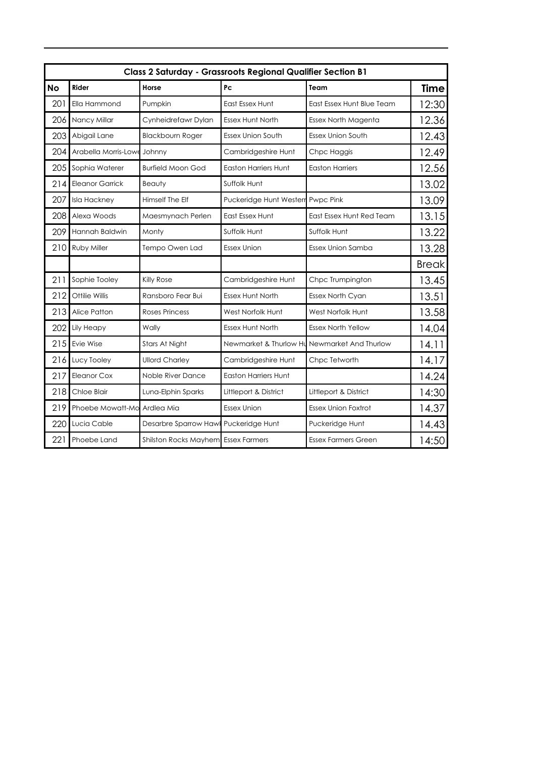| Class 2 Saturday - Grassroots Regional Qualifier Section B1 | | | | | |
|---|---|---|---|---|---|
| **No** | **Rider** | **Horse** | **Pc** | **Team** | **Time** |
| 201 | Ella Hammond | Pumpkin | East Essex Hunt | East Essex Hunt Blue Team | 12:30 |
| 206 | Nancy Millar | Cynheidrefawr Dylan | Essex Hunt North | Essex North Magenta | 12.36 |
| 203 | Abigail Lane | Blackbourn Roger | Essex Union South | Essex Union South | 12.43 |
| 204 | Arabella Morris-Lowe | Johnny | Cambridgeshire Hunt | Chpc Haggis | 12.49 |
| 205 | Sophia Waterer | Burfield Moon God | Easton Harriers Hunt | Easton Harriers | 12.56 |
| 214 | Eleanor Garrick | Beauty | Suffolk Hunt | | 13.02 |
| 207 | Isla Hackney | Himself The Elf | Puckeridge Hunt Western | Pwpc Pink | 13.09 |
| 208 | Alexa Woods | Maesmynach Perlen | East Essex Hunt | East Essex Hunt Red Team | 13.15 |
| 209 | Hannah Baldwin | Monty | Suffolk Hunt | Suffolk Hunt | 13.22 |
| 210 | Ruby Miller | Tempo Owen Lad | Essex Union | Essex Union Samba | 13.28 |
| | | | | | Break |
| 211 | Sophie Tooley | Killy Rose | Cambridgeshire Hunt | Chpc Trumpington | 13.45 |
| 212 | Ottilie Willis | Ransboro Fear Bui | Essex Hunt North | Essex North Cyan | 13.51 |
| 213 | Alice Patton | Roses Princess | West Norfolk Hunt | West Norfolk Hunt | 13.58 |
| 202 | Lily Heapy | Wally | Essex Hunt North | Essex North Yellow | 14.04 |
| 215 | Evie Wise | Stars At Night | Newmarket & Thurlow Hu | Newmarket And Thurlow | 14.11 |
| 216 | Lucy Tooley | Ullord Charley | Cambridgeshire Hunt | Chpc Tetworth | 14.17 |
| 217 | Eleanor Cox | Noble River Dance | Easton Harriers Hunt | | 14.24 |
| 218 | Chloe Blair | Luna-Elphin Sparks | Littleport & District | Littleport & District | 14:30 |
| 219 | Phoebe Mowatt-Mo | Ardlea Mia | Essex Union | Essex Union Foxtrot | 14.37 |
| 220 | Lucia Cable | Desarbre Sparrow Hawk | Puckeridge Hunt | Puckeridge Hunt | 14.43 |
| 221 | Phoebe Land | Shilston Rocks Mayhem | Essex Farmers | Essex Farmers Green | 14:50 |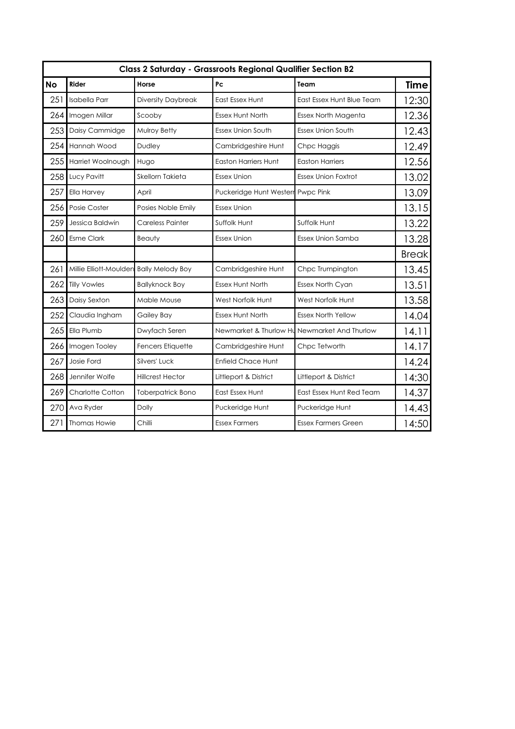| Class 2 Saturday - Grassroots Regional Qualifier Section B2 | | | | | |
|---|---|---|---|---|---|
| **No** | **Rider** | **Horse** | **Pc** | **Team** | **Time** |
| 251 | Isabella Parr | Diversity Daybreak | East Essex Hunt | East Essex Hunt Blue Team | 12:30 |
| 264 | Imogen Millar | Scooby | Essex Hunt North | Essex North Magenta | 12.36 |
| 253 | Daisy Cammidge | Mulroy Betty | Essex Union South | Essex Union South | 12.43 |
| 254 | Hannah Wood | Dudley | Cambridgeshire Hunt | Chpc Haggis | 12.49 |
| 255 | Harriet Woolnough | Hugo | Easton Harriers Hunt | Easton Harriers | 12.56 |
| 258 | Lucy Pavitt | Skellorn Takieta | Essex Union | Essex Union Foxtrot | 13.02 |
| 257 | Ella Harvey | April | Puckeridge Hunt Western | Pwpc Pink | 13.09 |
| 256 | Posie Coster | Posies Noble Emily | Essex Union | | 13.15 |
| 259 | Jessica Baldwin | Careless Painter | Suffolk Hunt | Suffolk Hunt | 13.22 |
| 260 | Esme Clark | Beauty | Essex Union | Essex Union Samba | 13.28 |
| | | | | | Break |
| 261 | Millie Elliott-Moulden | Bally Melody Boy | Cambridgeshire Hunt | Chpc Trumpington | 13.45 |
| 262 | Tilly Vowles | Ballyknock Boy | Essex Hunt North | Essex North Cyan | 13.51 |
| 263 | Daisy Sexton | Mable Mouse | West Norfolk Hunt | West Norfolk Hunt | 13.58 |
| 252 | Claudia Ingham | Gailey Bay | Essex Hunt North | Essex North Yellow | 14.04 |
| 265 | Ella Plumb | Dwyfach Seren | Newmarket & Thurlow Hu | Newmarket And Thurlow | 14.11 |
| 266 | Imogen Tooley | Fencers Etiquette | Cambridgeshire Hunt | Chpc Tetworth | 14.17 |
| 267 | Josie Ford | Silvers' Luck | Enfield Chace Hunt | | 14.24 |
| 268 | Jennifer Wolfe | Hillcrest Hector | Littleport & District | Littleport & District | 14:30 |
| 269 | Charlotte Cotton | Toberpatrick Bono | East Essex Hunt | East Essex Hunt Red Team | 14.37 |
| 270 | Ava Ryder | Dolly | Puckeridge Hunt | Puckeridge Hunt | 14.43 |
| 271 | Thomas Howie | Chilli | Essex Farmers | Essex Farmers Green | 14:50 |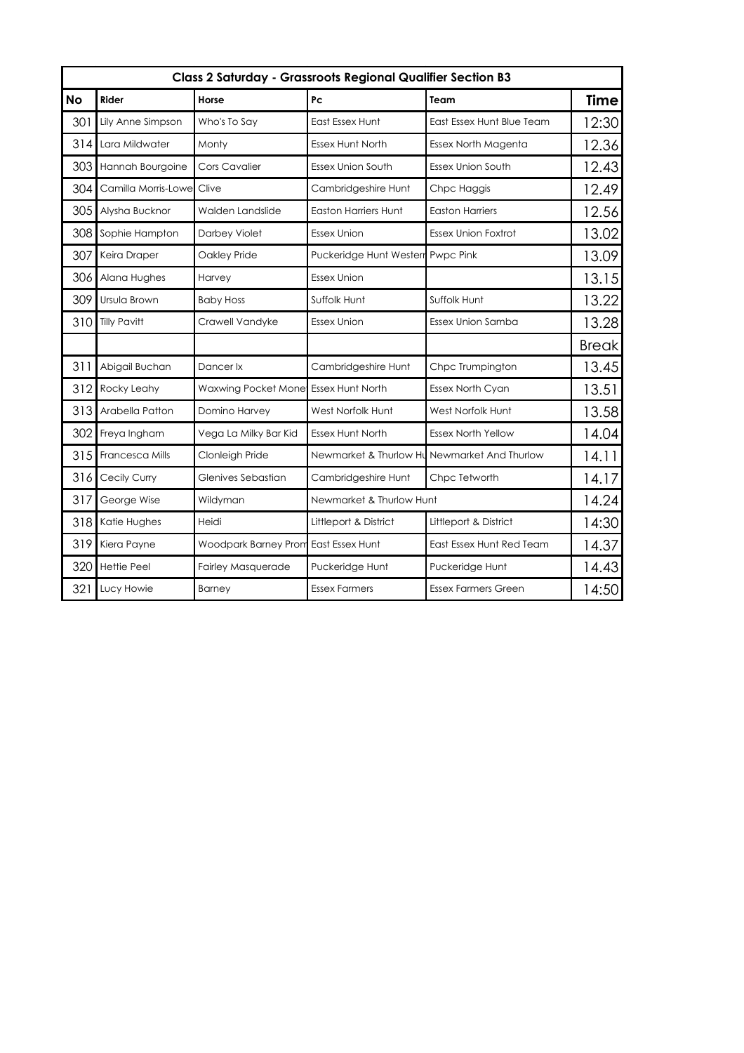| Class 2 Saturday - Grassroots Regional Qualifier Section B3 | | | | | |
|---|---|---|---|---|---|
| **No** | **Rider** | **Horse** | **Pc** | **Team** | **Time** |
| 301 | Lily Anne Simpson | Who's To Say | East Essex Hunt | East Essex Hunt Blue Team | 12:30 |
| 314 | Lara Mildwater | Monty | Essex Hunt North | Essex North Magenta | 12.36 |
| 303 | Hannah Bourgoine | Cors Cavalier | Essex Union South | Essex Union South | 12.43 |
| 304 | Camilla Morris-Lowe | Clive | Cambridgeshire Hunt | Chpc Haggis | 12.49 |
| 305 | Alysha Bucknor | Walden Landslide | Easton Harriers Hunt | Easton Harriers | 12.56 |
| 308 | Sophie Hampton | Darbey Violet | Essex Union | Essex Union Foxtrot | 13.02 |
| 307 | Keira Draper | Oakley Pride | Puckeridge Hunt Western | Pwpc Pink | 13.09 |
| 306 | Alana Hughes | Harvey | Essex Union | | 13.15 |
| 309 | Ursula Brown | Baby Hoss | Suffolk Hunt | Suffolk Hunt | 13.22 |
| 310 | Tilly Pavitt | Crawell Vandyke | Essex Union | Essex Union Samba | 13.28 |
| | | | | | Break |
| 311 | Abigail Buchan | Dancer Ix | Cambridgeshire Hunt | Chpc Trumpington | 13.45 |
| 312 | Rocky Leahy | Waxwing Pocket Mone | Essex Hunt North | Essex North Cyan | 13.51 |
| 313 | Arabella Patton | Domino Harvey | West Norfolk Hunt | West Norfolk Hunt | 13.58 |
| 302 | Freya Ingham | Vega La Milky Bar Kid | Essex Hunt North | Essex North Yellow | 14.04 |
| 315 | Francesca Mills | Clonleigh Pride | Newmarket & Thurlow Hu | Newmarket And Thurlow | 14.11 |
| 316 | Cecily Curry | Glenives Sebastian | Cambridgeshire Hunt | Chpc Tetworth | 14.17 |
| 317 | George Wise | Wildyman | Newmarket & Thurlow Hunt | | 14.24 |
| 318 | Katie Hughes | Heidi | Littleport & District | Littleport & District | 14:30 |
| 319 | Kiera Payne | Woodpark Barney Prom | East Essex Hunt | East Essex Hunt Red Team | 14.37 |
| 320 | Hettie Peel | Fairley Masquerade | Puckeridge Hunt | Puckeridge Hunt | 14.43 |
| 321 | Lucy Howie | Barney | Essex Farmers | Essex Farmers Green | 14:50 |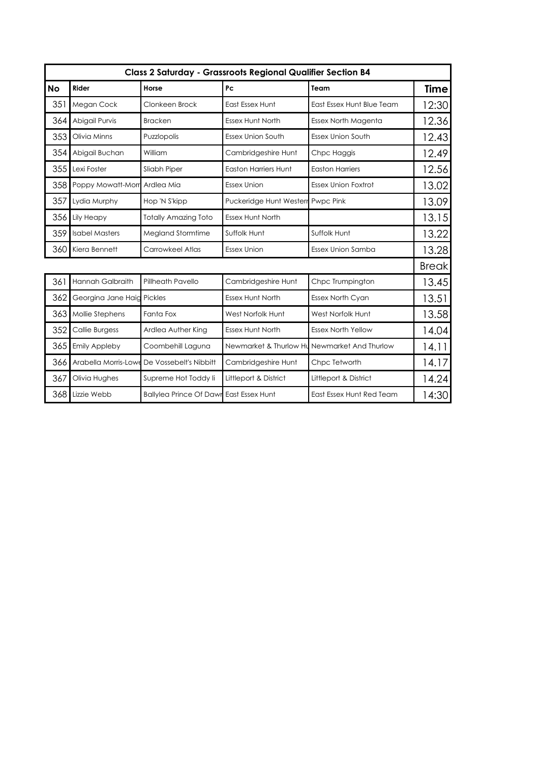| Class 2 Saturday - Grassroots Regional Qualifier Section B4 | | | | | |
|---|---|---|---|---|---|
| **No** | **Rider** | **Horse** | **Pc** | **Team** | **Time** |
| 351 | Megan Cock | Clonkeen Brock | East Essex Hunt | East Essex Hunt Blue Team | 12:30 |
| 364 | Abigail Purvis | Bracken | Essex Hunt North | Essex North Magenta | 12.36 |
| 353 | Olivia Minns | Puzzlopolis | Essex Union South | Essex Union South | 12.43 |
| 354 | Abigail Buchan | William | Cambridgeshire Hunt | Chpc Haggis | 12.49 |
| 355 | Lexi Foster | Sliabh Piper | Easton Harriers Hunt | Easton Harriers | 12.56 |
| 358 | Poppy Mowatt-Morr | Ardlea Mia | Essex Union | Essex Union Foxtrot | 13.02 |
| 357 | Lydia Murphy | Hop 'N S'kipp | Puckeridge Hunt Western | Pwpc Pink | 13.09 |
| 356 | Lily Heapy | Totally Amazing Toto | Essex Hunt North | | 13.15 |
| 359 | Isabel Masters | Megland Stormtime | Suffolk Hunt | Suffolk Hunt | 13.22 |
| 360 | Kiera Bennett | Carrowkeel Atlas | Essex Union | Essex Union Samba | 13.28 |
| | | | | | Break |
| 361 | Hannah Galbraith | Pillheath Pavello | Cambridgeshire Hunt | Chpc Trumpington | 13.45 |
| 362 | Georgina Jane Haig | Pickles | Essex Hunt North | Essex North Cyan | 13.51 |
| 363 | Mollie Stephens | Fanta Fox | West Norfolk Hunt | West Norfolk Hunt | 13.58 |
| 352 | Callie Burgess | Ardlea Auther King | Essex Hunt North | Essex North Yellow | 14.04 |
| 365 | Emily Appleby | Coombehill Laguna | Newmarket & Thurlow Hu | Newmarket And Thurlow | 14.11 |
| 366 | Arabella Morris-Lowe | De Vossebelt's Nibbitt | Cambridgeshire Hunt | Chpc Tetworth | 14.17 |
| 367 | Olivia Hughes | Supreme Hot Toddy Ii | Littleport & District | Littleport & District | 14.24 |
| 368 | Lizzie Webb | Ballylea Prince Of Dawn | East Essex Hunt | East Essex Hunt Red Team | 14:30 |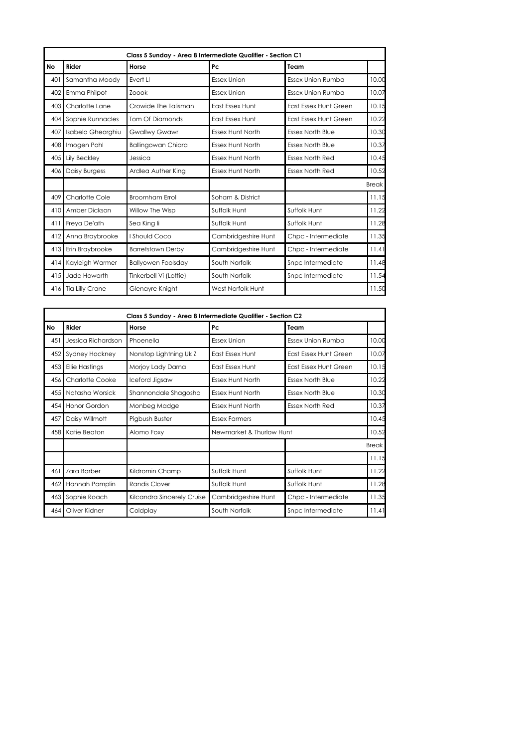| Class 5 Sunday - Area 8 Intermediate Qualifier - Section C1 | | | | | |
|---|---|---|---|---|---|
| **No** | **Rider** | **Horse** | **Pc** | **Team** | |
| 401 | Samantha Moody | Evert Ll | Essex Union | Essex Union Rumba | 10.00 |
| 402 | Emma Philpot | Zoook | Essex Union | Essex Union Rumba | 10.07 |
| 403 | Charlotte Lane | Crowide The Talisman | East Essex Hunt | East Essex Hunt Green | 10.15 |
| 404 | Sophie Runnacles | Tom Of Diamonds | East Essex Hunt | East Essex Hunt Green | 10.22 |
| 407 | Isabela Gheorghiu | Gwallwy Gwawr | Essex Hunt North | Essex North Blue | 10.30 |
| 408 | Imogen Pohl | Ballingowan Chiara | Essex Hunt North | Essex North Blue | 10.37 |
| 405 | Lily Beckley | Jessica | Essex Hunt North | Essex North Red | 10.45 |
| 406 | Daisy Burgess | Ardlea Auther King | Essex Hunt North | Essex North Red | 10.52 |
| | | | | | Break |
| 409 | Charlotte Cole | Broomham Errol | Soham & District | | 11.15 |
| 410 | Amber Dickson | Willow The Wisp | Suffolk Hunt | Suffolk Hunt | 11.22 |
| 411 | Freya De'ath | Sea King Ii | Suffolk Hunt | Suffolk Hunt | 11.28 |
| 412 | Anna Braybrooke | I Should Coco | Cambridgeshire Hunt | Chpc - Intermediate | 11.35 |
| 413 | Erin Braybrooke | Barretstown Derby | Cambridgeshire Hunt | Chpc - Intermediate | 11.41 |
| 414 | Kayleigh Warmer | Ballyowen Foolsday | South Norfolk | Snpc Intermediate | 11.48 |
| 415 | Jade Howarth | Tinkerbell Vi (Lottie) | South Norfolk | Snpc Intermediate | 11.54 |
| 416 | Tia Lilly Crane | Glenayre Knight | West Norfolk Hunt | | 11.50 |

| Class 5 Sunday - Area 8 Intermediate Qualifier - Section C2 | | | | | |
|---|---|---|---|---|---|
| **No** | **Rider** | **Horse** | **Pc** | **Team** | |
| 451 | Jessica Richardson | Phoenella | Essex Union | Essex Union Rumba | 10.00 |
| 452 | Sydney Hockney | Nonstop Lightning Uk Z | East Essex Hunt | East Essex Hunt Green | 10.07 |
| 453 | Ellie Hastings | Morjoy Lady Darna | East Essex Hunt | East Essex Hunt Green | 10.15 |
| 456 | Charlotte Cooke | Iceford Jigsaw | Essex Hunt North | Essex North Blue | 10.22 |
| 455 | Natasha Worsick | Shannondale Shagosha | Essex Hunt North | Essex North Blue | 10.30 |
| 454 | Honor Gordon | Monbeg Madge | Essex Hunt North | Essex North Red | 10.37 |
| 457 | Daisy Willmott | Pigbush Buster | Essex Farmers | | 10.45 |
| 458 | Katie Beaton | Alomo Foxy | Newmarket & Thurlow Hunt | | 10.52 |
| | | | | | Break |
| | | | | | 11.15 |
| 461 | Zara Barber | Kildromin Champ | Suffolk Hunt | Suffolk Hunt | 11.22 |
| 462 | Hannah Pamplin | Randis Clover | Suffolk Hunt | Suffolk Hunt | 11.28 |
| 463 | Sophie Roach | Kilcandra Sincerely Cruise | Cambridgeshire Hunt | Chpc - Intermediate | 11.35 |
| 464 | Oliver Kidner | Coldplay | South Norfolk | Snpc Intermediate | 11.41 |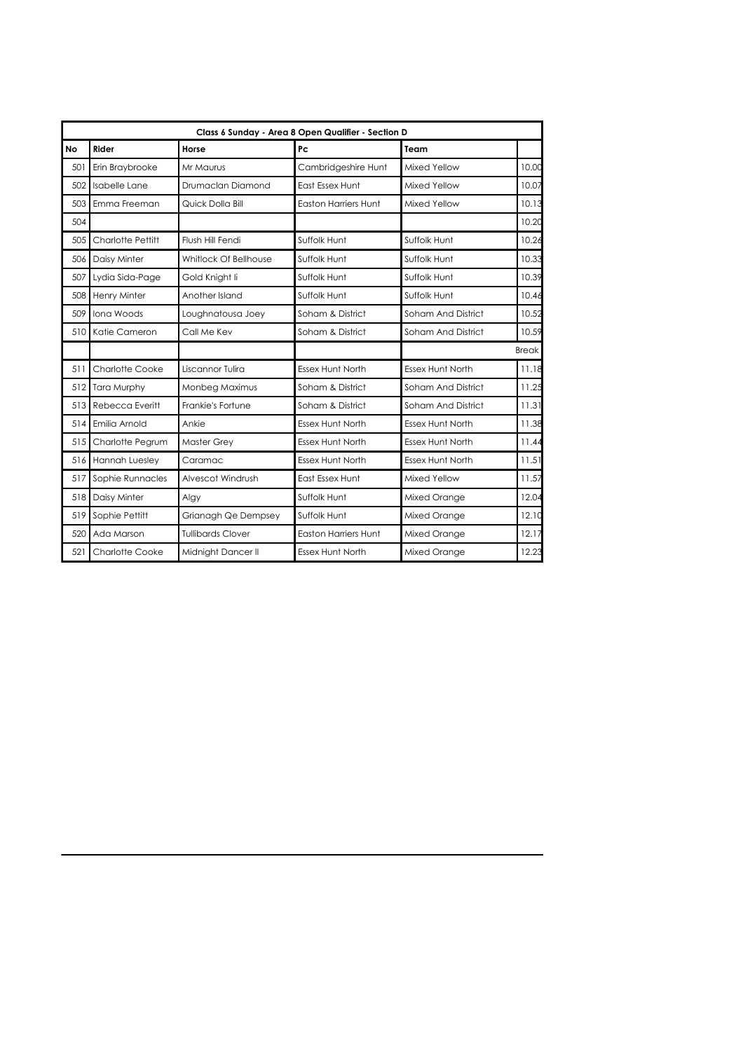| Class 6 Sunday - Area 8 Open Qualifier - Section D | | | | | |
|---|---|---|---|---|---|
| **No** | **Rider** | **Horse** | **Pc** | **Team** | |
| 501 | Erin Braybrooke | Mr Maurus | Cambridgeshire Hunt | Mixed Yellow | 10.00 |
| 502 | Isabelle Lane | Drumaclan Diamond | East Essex Hunt | Mixed Yellow | 10.07 |
| 503 | Emma Freeman | Quick Dolla Bill | Easton Harriers Hunt | Mixed Yellow | 10.13 |
| 504 | | | | | 10.20 |
| 505 | Charlotte Pettitt | Flush Hill Fendi | Suffolk Hunt | Suffolk Hunt | 10.26 |
| 506 | Daisy Minter | Whitlock Of Bellhouse | Suffolk Hunt | Suffolk Hunt | 10.33 |
| 507 | Lydia Sida-Page | Gold Knight Ii | Suffolk Hunt | Suffolk Hunt | 10.39 |
| 508 | Henry Minter | Another Island | Suffolk Hunt | Suffolk Hunt | 10.46 |
| 509 | Iona Woods | Loughnatousa Joey | Soham & District | Soham And District | 10.52 |
| 510 | Katie Cameron | Call Me Kev | Soham & District | Soham And District | 10.59 |
| | | | | | Break |
| 511 | Charlotte Cooke | Liscannor Tulira | Essex Hunt North | Essex Hunt North | 11.18 |
| 512 | Tara Murphy | Monbeg Maximus | Soham & District | Soham And District | 11.25 |
| 513 | Rebecca Everitt | Frankie's Fortune | Soham & District | Soham And District | 11.31 |
| 514 | Emilia Arnold | Ankie | Essex Hunt North | Essex Hunt North | 11.38 |
| 515 | Charlotte Pegrum | Master Grey | Essex Hunt North | Essex Hunt North | 11.44 |
| 516 | Hannah Luesley | Caramac | Essex Hunt North | Essex Hunt North | 11.51 |
| 517 | Sophie Runnacles | Alvescot Windrush | East Essex Hunt | Mixed Yellow | 11.57 |
| 518 | Daisy Minter | Algy | Suffolk Hunt | Mixed Orange | 12.04 |
| 519 | Sophie Pettitt | Grianagh Qe Dempsey | Suffolk Hunt | Mixed Orange | 12.10 |
| 520 | Ada Marson | Tullibards Clover | Easton Harriers Hunt | Mixed Orange | 12.17 |
| 521 | Charlotte Cooke | Midnight Dancer II | Essex Hunt North | Mixed Orange | 12.23 |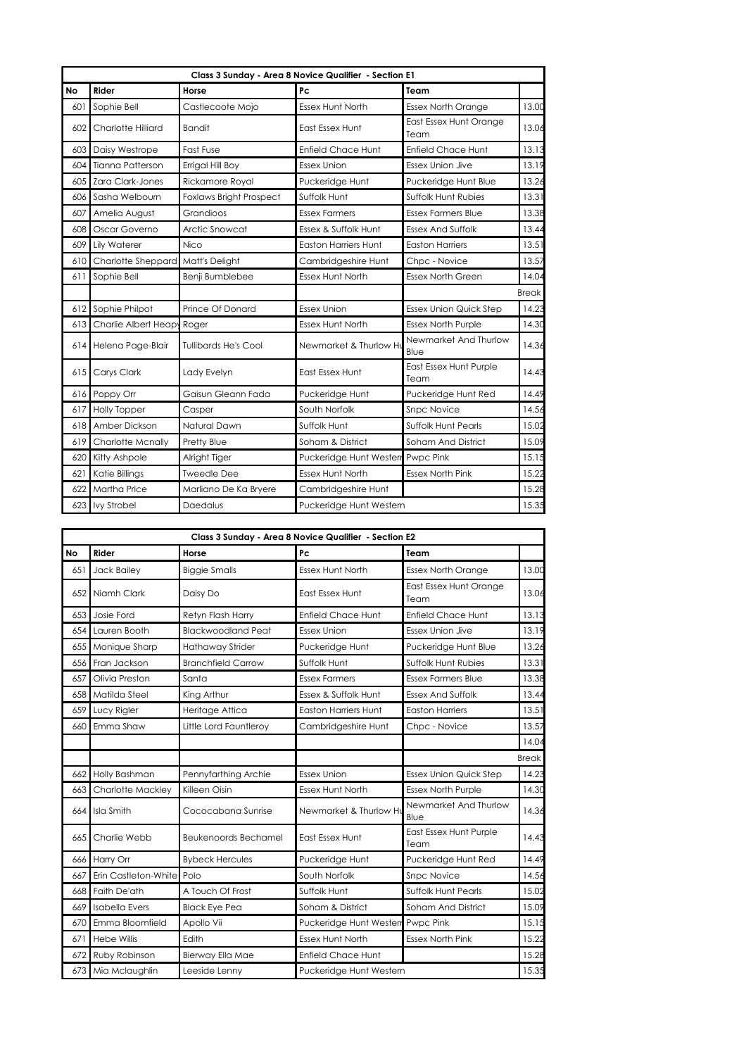| Class 3 Sunday - Area 8 Novice Qualifier - Section E1 | | | | | |
|---|---|---|---|---|---|
| **No** | **Rider** | **Horse** | **Pc** | **Team** | |
| 601 | Sophie Bell | Castlecoote Mojo | Essex Hunt North | Essex North Orange | 13.00 |
| 602 | Charlotte Hilliard | Bandit | East Essex Hunt | East Essex Hunt Orange Team | 13.06 |
| 603 | Daisy Westrope | Fast Fuse | Enfield Chace Hunt | Enfield Chace Hunt | 13.13 |
| 604 | Tianna Patterson | Errigal Hill Boy | Essex Union | Essex Union Jive | 13.19 |
| 605 | Zara Clark-Jones | Rickamore Royal | Puckeridge Hunt | Puckeridge Hunt Blue | 13.26 |
| 606 | Sasha Welbourn | Foxlaws Bright Prospect | Suffolk Hunt | Suffolk Hunt Rubies | 13.31 |
| 607 | Amelia August | Grandioos | Essex Farmers | Essex Farmers Blue | 13.38 |
| 608 | Oscar Governo | Arctic Snowcat | Essex & Suffolk Hunt | Essex And Suffolk | 13.44 |
| 609 | Lily Waterer | Nico | Easton Harriers Hunt | Easton Harriers | 13.51 |
| 610 | Charlotte Sheppard | Matt's Delight | Cambridgeshire Hunt | Chpc - Novice | 13.57 |
| 611 | Sophie Bell | Benji Bumblebee | Essex Hunt North | Essex North Green | 14.04 |
| | | | | | Break |
| 612 | Sophie Philpot | Prince Of Donard | Essex Union | Essex Union Quick Step | 14.23 |
| 613 | Charlie Albert Heap | Roger | Essex Hunt North | Essex North Purple | 14.30 |
| 614 | Helena Page-Blair | Tullibards He's Cool | Newmarket & Thurlow Hu | Newmarket And Thurlow Blue | 14.36 |
| 615 | Carys Clark | Lady Evelyn | East Essex Hunt | East Essex Hunt Purple Team | 14.43 |
| 616 | Poppy Orr | Gaisun Gleann Fada | Puckeridge Hunt | Puckeridge Hunt Red | 14.49 |
| 617 | Holly Topper | Casper | South Norfolk | Snpc Novice | 14.56 |
| 618 | Amber Dickson | Natural Dawn | Suffolk Hunt | Suffolk Hunt Pearls | 15.02 |
| 619 | Charlotte Mcnally | Pretty Blue | Soham & District | Soham And District | 15.09 |
| 620 | Kitty Ashpole | Alright Tiger | Puckeridge Hunt Western | Pwpc Pink | 15.15 |
| 621 | Katie Billings | Tweedle Dee | Essex Hunt North | Essex North Pink | 15.22 |
| 622 | Martha Price | Marliano De Ka Bryere | Cambridgeshire Hunt | | 15.28 |
| 623 | Ivy Strobel | Daedalus | Puckeridge Hunt Western | | 15.35 |

| Class 3 Sunday - Area 8 Novice Qualifier - Section E2 | | | | | |
|---|---|---|---|---|---|
| **No** | **Rider** | **Horse** | **Pc** | **Team** | |
| 651 | Jack Bailey | Biggie Smalls | Essex Hunt North | Essex North Orange | 13.00 |
| 652 | Niamh Clark | Daisy Do | East Essex Hunt | East Essex Hunt Orange Team | 13.06 |
| 653 | Josie Ford | Retyn Flash Harry | Enfield Chace Hunt | Enfield Chace Hunt | 13.13 |
| 654 | Lauren Booth | Blackwoodland Peat | Essex Union | Essex Union Jive | 13.19 |
| 655 | Monique Sharp | Hathaway Strider | Puckeridge Hunt | Puckeridge Hunt Blue | 13.26 |
| 656 | Fran Jackson | Branchfield Carrow | Suffolk Hunt | Suffolk Hunt Rubies | 13.31 |
| 657 | Olivia Preston | Santa | Essex Farmers | Essex Farmers Blue | 13.38 |
| 658 | Matilda Steel | King Arthur | Essex & Suffolk Hunt | Essex And Suffolk | 13.44 |
| 659 | Lucy Rigler | Heritage Attica | Easton Harriers Hunt | Easton Harriers | 13.51 |
| 660 | Emma Shaw | Little Lord Fauntleroy | Cambridgeshire Hunt | Chpc - Novice | 13.57 |
| | | | | | 14.04 |
| | | | | | Break |
| 662 | Holly Bashman | Pennyfarthing Archie | Essex Union | Essex Union Quick Step | 14.23 |
| 663 | Charlotte Mackley | Killeen Oisin | Essex Hunt North | Essex North Purple | 14.30 |
| 664 | Isla Smith | Cococabana Sunrise | Newmarket & Thurlow Hu | Newmarket And Thurlow Blue | 14.36 |
| 665 | Charlie Webb | Beukenoords Bechamel | East Essex Hunt | East Essex Hunt Purple Team | 14.43 |
| 666 | Harry Orr | Bybeck Hercules | Puckeridge Hunt | Puckeridge Hunt Red | 14.49 |
| 667 | Erin Castleton-White | Polo | South Norfolk | Snpc Novice | 14.56 |
| 668 | Faith De'ath | A Touch Of Frost | Suffolk Hunt | Suffolk Hunt Pearls | 15.02 |
| 669 | Isabella Evers | Black Eye Pea | Soham & District | Soham And District | 15.09 |
| 670 | Emma Bloomfield | Apollo Vii | Puckeridge Hunt Western | Pwpc Pink | 15.15 |
| 671 | Hebe Willis | Edith | Essex Hunt North | Essex North Pink | 15.22 |
| 672 | Ruby Robinson | Bierway Ella Mae | Enfield Chace Hunt | | 15.28 |
| 673 | Mia Mclaughlin | Leeside Lenny | Puckeridge Hunt Western | | 15.35 |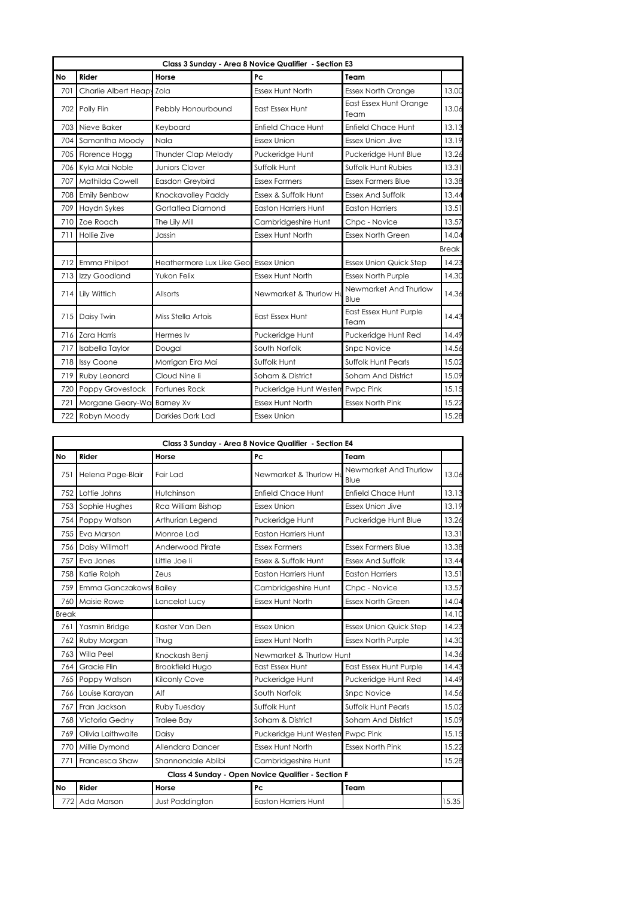| Class 3 Sunday - Area 8 Novice Qualifier - Section E3 | | | | | |
|---|---|---|---|---|---|
| **No** | **Rider** | **Horse** | **Pc** | **Team** | |
| 701 | Charlie Albert Heap | Zola | Essex Hunt North | Essex North Orange | 13.00 |
| 702 | Polly Flin | Pebbly Honourbound | East Essex Hunt | East Essex Hunt Orange Team | 13.06 |
| 703 | Nieve Baker | Keyboard | Enfield Chace Hunt | Enfield Chace Hunt | 13.13 |
| 704 | Samantha Moody | Nala | Essex Union | Essex Union Jive | 13.19 |
| 705 | Florence Hogg | Thunder Clap Melody | Puckeridge Hunt | Puckeridge Hunt Blue | 13.26 |
| 706 | Kyla Mai Noble | Juniors Clover | Suffolk Hunt | Suffolk Hunt Rubies | 13.31 |
| 707 | Mathilda Cowell | Easdon Greybird | Essex Farmers | Essex Farmers Blue | 13.38 |
| 708 | Emily Benbow | Knockavalley Paddy | Essex & Suffolk Hunt | Essex And Suffolk | 13.44 |
| 709 | Haydn Sykes | Gortatlea Diamond | Easton Harriers Hunt | Easton Harriers | 13.51 |
| 710 | Zoe Roach | The Lily Mill | Cambridgeshire Hunt | Chpc - Novice | 13.57 |
| 711 | Hollie Zive | Jassin | Essex Hunt North | Essex North Green | 14.04 |
| | | | | | Break |
| 712 | Emma Philpot | Heathermore Lux Like Geo | Essex Union | Essex Union Quick Step | 14.23 |
| 713 | Izzy Goodland | Yukon Felix | Essex Hunt North | Essex North Purple | 14.30 |
| 714 | Lily Wittich | Allsorts | Newmarket & Thurlow Hu | Newmarket And Thurlow Blue | 14.36 |
| 715 | Daisy Twin | Miss Stella Artois | East Essex Hunt | East Essex Hunt Purple Team | 14.43 |
| 716 | Zara Harris | Hermes Iv | Puckeridge Hunt | Puckeridge Hunt Red | 14.49 |
| 717 | Isabella Taylor | Dougal | South Norfolk | Snpc Novice | 14.56 |
| 718 | Issy Coone | Morrigan Eira Mai | Suffolk Hunt | Suffolk Hunt Pearls | 15.02 |
| 719 | Ruby Leonard | Cloud Nine Ii | Soham & District | Soham And District | 15.09 |
| 720 | Poppy Grovestock | Fortunes Rock | Puckeridge Hunt Western | Pwpc Pink | 15.15 |
| 721 | Morgane Geary-Wa | Barney Xv | Essex Hunt North | Essex North Pink | 15.22 |
| 722 | Robyn Moody | Darkies Dark Lad | Essex Union | | 15.28 |

| Class 3 Sunday - Area 8 Novice Qualifier - Section E4 | | | | | |
|---|---|---|---|---|---|
| **No** | **Rider** | **Horse** | **Pc** | **Team** | |
| 751 | Helena Page-Blair | Fair Lad | Newmarket & Thurlow Hu | Newmarket And Thurlow Blue | 13.06 |
| 752 | Lottie Johns | Hutchinson | Enfield Chace Hunt | Enfield Chace Hunt | 13.13 |
| 753 | Sophie Hughes | Rca William Bishop | Essex Union | Essex Union Jive | 13.19 |
| 754 | Poppy Watson | Arthurian Legend | Puckeridge Hunt | Puckeridge Hunt Blue | 13.26 |
| 755 | Eva Marson | Monroe Lad | Easton Harriers Hunt | | 13.31 |
| 756 | Daisy Willmott | Anderwood Pirate | Essex Farmers | Essex Farmers Blue | 13.38 |
| 757 | Eva Jones | Little Joe Ii | Essex & Suffolk Hunt | Essex And Suffolk | 13.44 |
| 758 | Katie Rolph | Zeus | Easton Harriers Hunt | Easton Harriers | 13.51 |
| 759 | Emma Ganczakows | Bailey | Cambridgeshire Hunt | Chpc - Novice | 13.57 |
| 760 | Maisie Rowe | Lancelot Lucy | Essex Hunt North | Essex North Green | 14.04 |
| Break | | | | | 14.10 |
| 761 | Yasmin Bridge | Kaster Van Den | Essex Union | Essex Union Quick Step | 14.23 |
| 762 | Ruby Morgan | Thug | Essex Hunt North | Essex North Purple | 14.30 |
| 763 | Willa Peel | Knockash Benji | Newmarket & Thurlow Hunt | | 14.36 |
| 764 | Gracie Flin | Brookfield Hugo | East Essex Hunt | East Essex Hunt Purple | 14.43 |
| 765 | Poppy Watson | Kilconly Cove | Puckeridge Hunt | Puckeridge Hunt Red | 14.49 |
| 766 | Louise Karayan | Alf | South Norfolk | Snpc Novice | 14.56 |
| 767 | Fran Jackson | Ruby Tuesday | Suffolk Hunt | Suffolk Hunt Pearls | 15.02 |
| 768 | Victoria Gedny | Tralee Bay | Soham & District | Soham And District | 15.09 |
| 769 | Olivia Laithwaite | Daisy | Puckeridge Hunt Western | Pwpc Pink | 15.15 |
| 770 | Millie Dymond | Allendara Dancer | Essex Hunt North | Essex North Pink | 15.22 |
| 771 | Francesca Shaw | Shannondale Ablibi | Cambridgeshire Hunt | | 15.28 |

| Class 4 Sunday - Open Novice Qualifier - Section F | | | | | |
|---|---|---|---|---|---|
| **No** | **Rider** | **Horse** | **Pc** | **Team** | |
| 772 | Ada Marson | Just Paddington | Easton Harriers Hunt | | 15.35 |